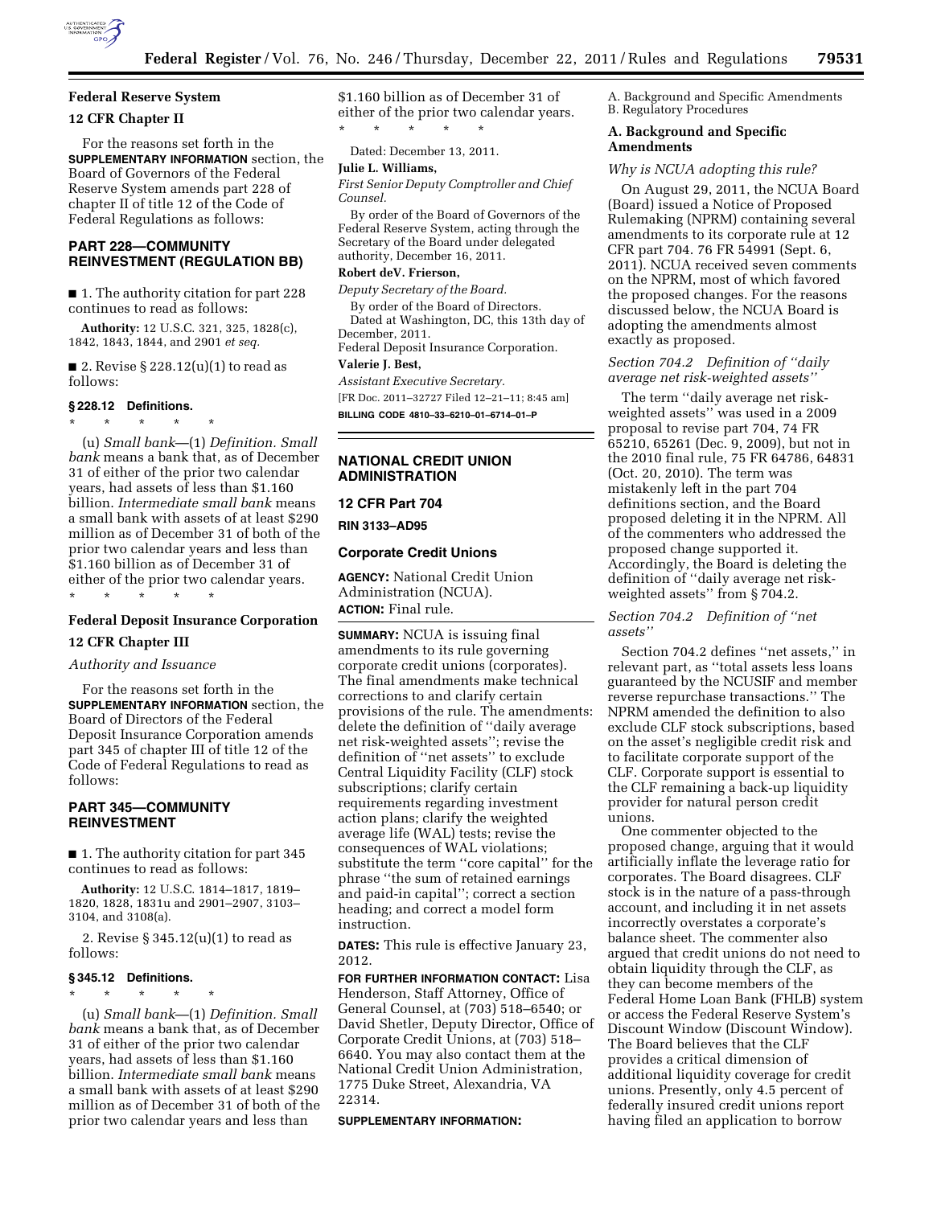## Federal Reserve System

## 12 CFR Chapter II

For the reasons set forth in the **SUPPLEMENTARY INFORMATION** section, the Board of Governors of the Federal Reserve System amends part 228 of chapter II of title 12 of the Code of Federal Regulations as follows:

## PART 228—COMMUNITY REINVESTMENT (REGULATION BB)

■ 1. The authority citation for part 228 continues to read as follows:

**Authority:** 12 U.S.C. 321, 325, 1828(c), 1842, 1843, 1844, and 2901 *et seq.*

■ 2. Revise § 228.12(u)(1) to read as follows:

### § 228.12 Definitions.

\* \* \* \* \*

(u) *Small bank*—(1) *Definition. Small bank* means a bank that, as of December 31 of either of the prior two calendar years, had assets of less than $1.160 billion. *Intermediate small bank* means a small bank with assets of at least $290 million as of December 31 of both of the prior two calendar years and less than $1.160 billion as of December 31 of either of the prior two calendar years.

\* \* \* \* \*

## Federal Deposit Insurance Corporation

## 12 CFR Chapter III

*Authority and Issuance*

For the reasons set forth in the **SUPPLEMENTARY INFORMATION** section, the Board of Directors of the Federal Deposit Insurance Corporation amends part 345 of chapter III of title 12 of the Code of Federal Regulations to read as follows:

## PART 345—COMMUNITY REINVESTMENT

■ 1. The authority citation for part 345 continues to read as follows:

**Authority:** 12 U.S.C. 1814–1817, 1819–1820, 1828, 1831u and 2901–2907, 3103–3104, and 3108(a).

2. Revise § 345.12(u)(1) to read as follows:

### § 345.12 Definitions.

\* \* \* \* \*

(u) *Small bank*—(1) *Definition. Small bank* means a bank that, as of December 31 of either of the prior two calendar years, had assets of less than $1.160 billion. *Intermediate small bank* means a small bank with assets of at least $290 million as of December 31 of both of the prior two calendar years and less than $1.160 billion as of December 31 of either of the prior two calendar years.

\* \* \* \* \*

Dated: December 13, 2011.

**Julie L. Williams,**

*First Senior Deputy Comptroller and Chief Counsel.*

By order of the Board of Governors of the Federal Reserve System, acting through the Secretary of the Board under delegated authority, December 16, 2011.

**Robert deV. Frierson,**

*Deputy Secretary of the Board.*

By order of the Board of Directors.

Dated at Washington, DC, this 13th day of December, 2011.

Federal Deposit Insurance Corporation.

**Valerie J. Best,**

*Assistant Executive Secretary.*

[FR Doc. 2011–32727 Filed 12–21–11; 8:45 am]

**BILLING CODE 4810–33–6210–01–6714–01–P**

---

## NATIONAL CREDIT UNION ADMINISTRATION

## 12 CFR Part 704

**RIN 3133–AD95**

## Corporate Credit Unions

**AGENCY:** National Credit Union Administration (NCUA).

**ACTION:** Final rule.

**SUMMARY:** NCUA is issuing final amendments to its rule governing corporate credit unions (corporates). The final amendments make technical corrections to and clarify certain provisions of the rule. The amendments: delete the definition of ''daily average net risk-weighted assets''; revise the definition of ''net assets'' to exclude Central Liquidity Facility (CLF) stock subscriptions; clarify certain requirements regarding investment action plans; clarify the weighted average life (WAL) tests; revise the consequences of WAL violations; substitute the term ''core capital'' for the phrase ''the sum of retained earnings and paid-in capital''; correct a section heading; and correct a model form instruction.

**DATES:** This rule is effective January 23, 2012.

**FOR FURTHER INFORMATION CONTACT:** Lisa Henderson, Staff Attorney, Office of General Counsel, at (703) 518–6540; or David Shetler, Deputy Director, Office of Corporate Credit Unions, at (703) 518–6640. You may also contact them at the National Credit Union Administration, 1775 Duke Street, Alexandria, VA 22314.

**SUPPLEMENTARY INFORMATION:**

A. Background and Specific Amendments
B. Regulatory Procedures

### A. Background and Specific Amendments

*Why is NCUA adopting this rule?*

On August 29, 2011, the NCUA Board (Board) issued a Notice of Proposed Rulemaking (NPRM) containing several amendments to its corporate rule at 12 CFR part 704. 76 FR 54991 (Sept. 6, 2011). NCUA received seven comments on the NPRM, most of which favored the proposed changes. For the reasons discussed below, the NCUA Board is adopting the amendments almost exactly as proposed.

*Section 704.2 Definition of ''daily average net risk-weighted assets''*

The term ''daily average net risk-weighted assets'' was used in a 2009 proposal to revise part 704, 74 FR 65210, 65261 (Dec. 9, 2009), but not in the 2010 final rule, 75 FR 64786, 64831 (Oct. 20, 2010). The term was mistakenly left in the part 704 definitions section, and the Board proposed deleting it in the NPRM. All of the commenters who addressed the proposed change supported it. Accordingly, the Board is deleting the definition of ''daily average net risk-weighted assets'' from § 704.2.

*Section 704.2 Definition of ''net assets''*

Section 704.2 defines ''net assets,'' in relevant part, as ''total assets less loans guaranteed by the NCUSIF and member reverse repurchase transactions.'' The NPRM amended the definition to also exclude CLF stock subscriptions, based on the asset's negligible credit risk and to facilitate corporate support of the CLF. Corporate support is essential to the CLF remaining a back-up liquidity provider for natural person credit unions.

One commenter objected to the proposed change, arguing that it would artificially inflate the leverage ratio for corporates. The Board disagrees. CLF stock is in the nature of a pass-through account, and including it in net assets incorrectly overstates a corporate's balance sheet. The commenter also argued that credit unions do not need to obtain liquidity through the CLF, as they can become members of the Federal Home Loan Bank (FHLB) system or access the Federal Reserve System's Discount Window (Discount Window). The Board believes that the CLF provides a critical dimension of additional liquidity coverage for credit unions. Presently, only 4.5 percent of federally insured credit unions report having filed an application to borrow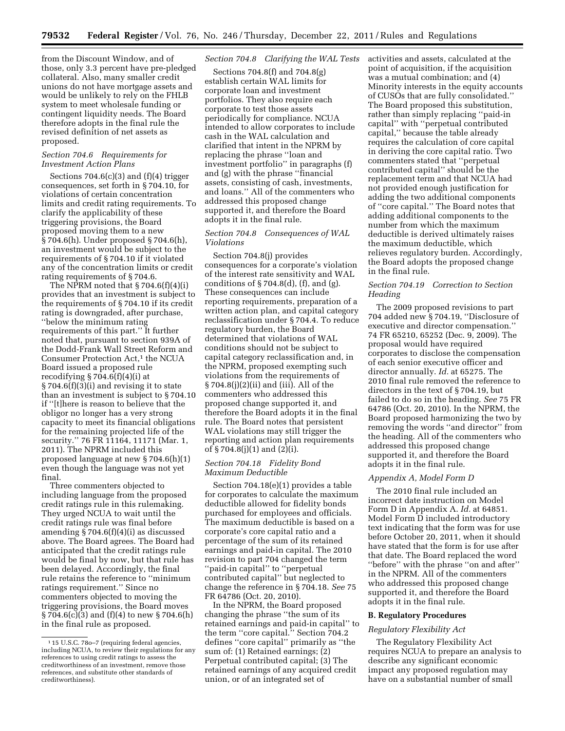from the Discount Window, and of those, only 3.3 percent have pre-pledged collateral. Also, many smaller credit unions do not have mortgage assets and would be unlikely to rely on the FHLB system to meet wholesale funding or contingent liquidity needs. The Board therefore adopts in the final rule the revised definition of net assets as proposed.

*Section 704.6 Requirements for Investment Action Plans*

Sections 704.6(c)(3) and (f)(4) trigger consequences, set forth in § 704.10, for violations of certain concentration limits and credit rating requirements. To clarify the applicability of these triggering provisions, the Board proposed moving them to a new § 704.6(h). Under proposed § 704.6(h), an investment would be subject to the requirements of § 704.10 if it violated any of the concentration limits or credit rating requirements of § 704.6.

The NPRM noted that § 704.6(f)(4)(i) provides that an investment is subject to the requirements of § 704.10 if its credit rating is downgraded, after purchase, ''below the minimum rating requirements of this part.'' It further noted that, pursuant to section 939A of the Dodd-Frank Wall Street Reform and Consumer Protection Act,[1] the NCUA Board issued a proposed rule recodifying § 704.6(f)(4)(i) at § 704.6(f)(3)(i) and revising it to state than an investment is subject to § 704.10 if ''[t]here is reason to believe that the obligor no longer has a very strong capacity to meet its financial obligations for the remaining projected life of the security.'' 76 FR 11164, 11171 (Mar. 1, 2011). The NPRM included this proposed language at new § 704.6(h)(1) even though the language was not yet final.

Three commenters objected to including language from the proposed credit ratings rule in this rulemaking. They urged NCUA to wait until the credit ratings rule was final before amending § 704.6(f)(4)(i) as discussed above. The Board agrees. The Board had anticipated that the credit ratings rule would be final by now, but that rule has been delayed. Accordingly, the final rule retains the reference to ''minimum ratings requirement.'' Since no commenters objected to moving the triggering provisions, the Board moves § 704.6(c)(3) and (f)(4) to new § 704.6(h) in the final rule as proposed.

*Section 704.8 Clarifying the WAL Tests*

Sections 704.8(f) and 704.8(g) establish certain WAL limits for corporate loan and investment portfolios. They also require each corporate to test those assets periodically for compliance. NCUA intended to allow corporates to include cash in the WAL calculation and clarified that intent in the NPRM by replacing the phrase ''loan and investment portfolio'' in paragraphs (f) and (g) with the phrase ''financial assets, consisting of cash, investments, and loans.'' All of the commenters who addressed this proposed change supported it, and therefore the Board adopts it in the final rule.

*Section 704.8 Consequences of WAL Violations*

Section 704.8(j) provides consequences for a corporate's violation of the interest rate sensitivity and WAL conditions of § 704.8(d), (f), and (g). These consequences can include reporting requirements, preparation of a written action plan, and capital category reclassification under § 704.4. To reduce regulatory burden, the Board determined that violations of WAL conditions should not be subject to capital category reclassification and, in the NPRM, proposed exempting such violations from the requirements of § 704.8(j)(2)(ii) and (iii). All of the commenters who addressed this proposed change supported it, and therefore the Board adopts it in the final rule. The Board notes that persistent WAL violations may still trigger the reporting and action plan requirements of § 704.8(j)(1) and (2)(i).

*Section 704.18 Fidelity Bond Maximum Deductible*

Section 704.18(e)(1) provides a table for corporates to calculate the maximum deductible allowed for fidelity bonds purchased for employees and officials. The maximum deductible is based on a corporate's core capital ratio and a percentage of the sum of its retained earnings and paid-in capital. The 2010 revision to part 704 changed the term ''paid-in capital'' to ''perpetual contributed capital'' but neglected to change the reference in § 704.18. *See* 75 FR 64786 (Oct. 20, 2010).

In the NPRM, the Board proposed changing the phrase ''the sum of its retained earnings and paid-in capital'' to the term ''core capital.'' Section 704.2 defines ''core capital'' primarily as ''the sum of: (1) Retained earnings; (2) Perpetual contributed capital; (3) The retained earnings of any acquired credit union, or of an integrated set of activities and assets, calculated at the point of acquisition, if the acquisition was a mutual combination; and (4) Minority interests in the equity accounts of CUSOs that are fully consolidated.'' The Board proposed this substitution, rather than simply replacing ''paid-in capital'' with ''perpetual contributed capital,'' because the table already requires the calculation of core capital in deriving the core capital ratio. Two commenters stated that ''perpetual contributed capital'' should be the replacement term and that NCUA had not provided enough justification for adding the two additional components of ''core capital.'' The Board notes that adding additional components to the number from which the maximum deductible is derived ultimately raises the maximum deductible, which relieves regulatory burden. Accordingly, the Board adopts the proposed change in the final rule.

*Section 704.19 Correction to Section Heading*

The 2009 proposed revisions to part 704 added new § 704.19, ''Disclosure of executive and director compensation.'' 74 FR 65210, 65252 (Dec. 9, 2009). The proposal would have required corporates to disclose the compensation of each senior executive officer and director annually. *Id.* at 65275. The 2010 final rule removed the reference to directors in the text of § 704.19, but failed to do so in the heading. *See* 75 FR 64786 (Oct. 20, 2010). In the NPRM, the Board proposed harmonizing the two by removing the words ''and director'' from the heading. All of the commenters who addressed this proposed change supported it, and therefore the Board adopts it in the final rule.

*Appendix A, Model Form D*

The 2010 final rule included an incorrect date instruction on Model Form D in Appendix A. *Id.* at 64851. Model Form D included introductory text indicating that the form was for use before October 20, 2011, when it should have stated that the form is for use after that date. The Board replaced the word ''before'' with the phrase ''on and after'' in the NPRM. All of the commenters who addressed this proposed change supported it, and therefore the Board adopts it in the final rule.

**B. Regulatory Procedures**

*Regulatory Flexibility Act*

The Regulatory Flexibility Act requires NCUA to prepare an analysis to describe any significant economic impact any proposed regulation may have on a substantial number of small

[1] 15 U.S.C. 78o–7 (requiring federal agencies, including NCUA, to review their regulations for any references to using credit ratings to assess the creditworthiness of an investment, remove those references, and substitute other standards of creditworthiness).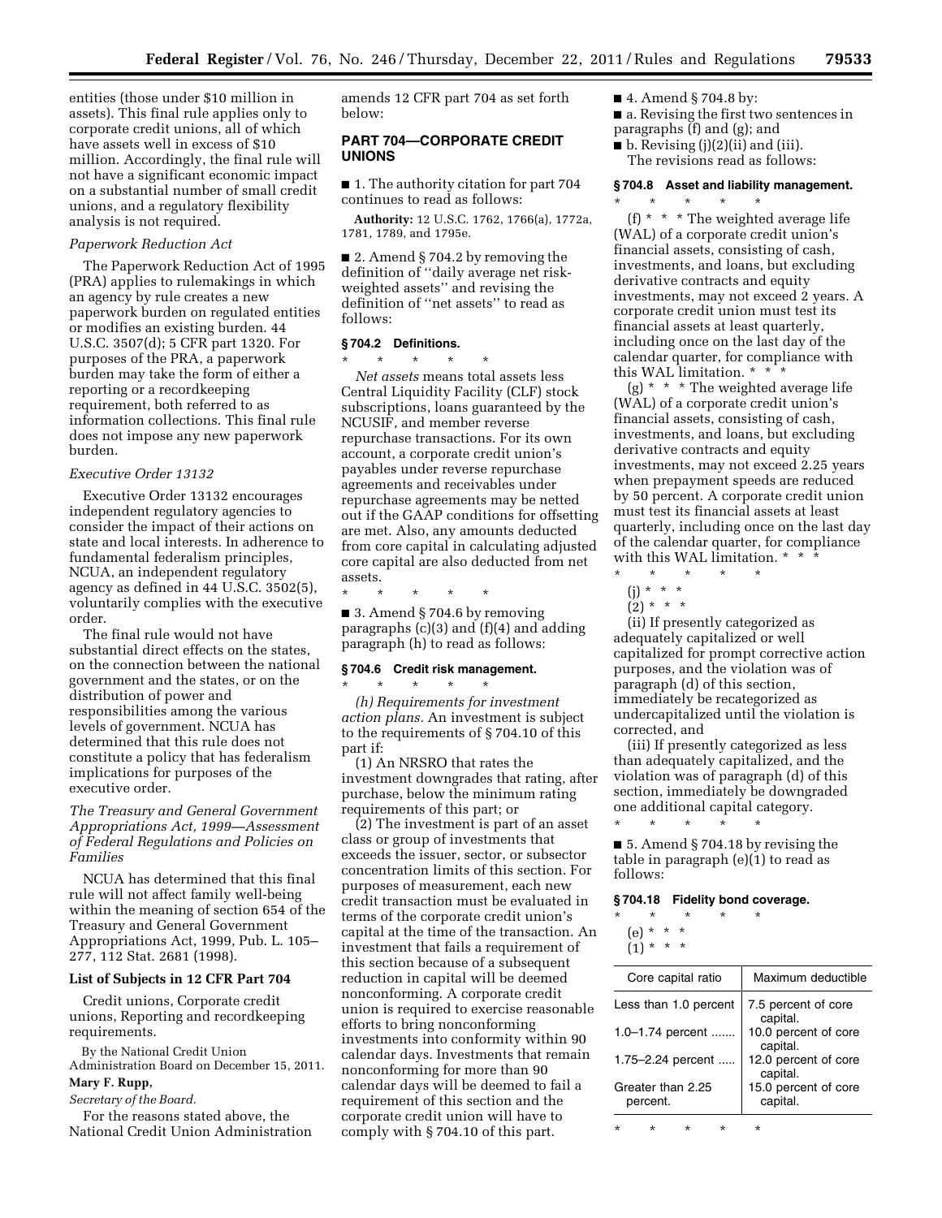entities (those under $10 million in assets). This final rule applies only to corporate credit unions, all of which have assets well in excess of $10 million. Accordingly, the final rule will not have a significant economic impact on a substantial number of small credit unions, and a regulatory flexibility analysis is not required.

*Paperwork Reduction Act*

The Paperwork Reduction Act of 1995 (PRA) applies to rulemakings in which an agency by rule creates a new paperwork burden on regulated entities or modifies an existing burden. 44 U.S.C. 3507(d); 5 CFR part 1320. For purposes of the PRA, a paperwork burden may take the form of either a reporting or a recordkeeping requirement, both referred to as information collections. This final rule does not impose any new paperwork burden.

*Executive Order 13132*

Executive Order 13132 encourages independent regulatory agencies to consider the impact of their actions on state and local interests. In adherence to fundamental federalism principles, NCUA, an independent regulatory agency as defined in 44 U.S.C. 3502(5), voluntarily complies with the executive order.

The final rule would not have substantial direct effects on the states, on the connection between the national government and the states, or on the distribution of power and responsibilities among the various levels of government. NCUA has determined that this rule does not constitute a policy that has federalism implications for purposes of the executive order.

*The Treasury and General Government Appropriations Act, 1999—Assessment of Federal Regulations and Policies on Families*

NCUA has determined that this final rule will not affect family well-being within the meaning of section 654 of the Treasury and General Government Appropriations Act, 1999, Pub. L. 105–277, 112 Stat. 2681 (1998).

**List of Subjects in 12 CFR Part 704**

Credit unions, Corporate credit unions, Reporting and recordkeeping requirements.

By the National Credit Union Administration Board on December 15, 2011.

**Mary F. Rupp,**

*Secretary of the Board.*

For the reasons stated above, the National Credit Union Administration amends 12 CFR part 704 as set forth below:

**PART 704—CORPORATE CREDIT UNIONS**

■ 1. The authority citation for part 704 continues to read as follows:

**Authority:** 12 U.S.C. 1762, 1766(a), 1772a, 1781, 1789, and 1795e.

■ 2. Amend § 704.2 by removing the definition of ''daily average net risk-weighted assets'' and revising the definition of ''net assets'' to read as follows:

**§ 704.2 Definitions.**

\* \* \* \* \*

*Net assets* means total assets less Central Liquidity Facility (CLF) stock subscriptions, loans guaranteed by the NCUSIF, and member reverse repurchase transactions. For its own account, a corporate credit union's payables under reverse repurchase agreements and receivables under repurchase agreements may be netted out if the GAAP conditions for offsetting are met. Also, any amounts deducted from core capital in calculating adjusted core capital are also deducted from net assets.

\* \* \* \* \*

■ 3. Amend § 704.6 by removing paragraphs (c)(3) and (f)(4) and adding paragraph (h) to read as follows:

**§ 704.6 Credit risk management.**

\* \* \* \* \*

*(h) Requirements for investment action plans.* An investment is subject to the requirements of § 704.10 of this part if:

(1) An NRSRO that rates the investment downgrades that rating, after purchase, below the minimum rating requirements of this part; or

(2) The investment is part of an asset class or group of investments that exceeds the issuer, sector, or subsector concentration limits of this section. For purposes of measurement, each new credit transaction must be evaluated in terms of the corporate credit union's capital at the time of the transaction. An investment that fails a requirement of this section because of a subsequent reduction in capital will be deemed nonconforming. A corporate credit union is required to exercise reasonable efforts to bring nonconforming investments into conformity within 90 calendar days. Investments that remain nonconforming for more than 90 calendar days will be deemed to fail a requirement of this section and the corporate credit union will have to comply with § 704.10 of this part.

■ 4. Amend § 704.8 by:

■ a. Revising the first two sentences in paragraphs (f) and (g); and

■ b. Revising (j)(2)(ii) and (iii).

The revisions read as follows:

**§ 704.8 Asset and liability management.**

\* \* \* \* \*

(f) \* \* \* The weighted average life (WAL) of a corporate credit union's financial assets, consisting of cash, investments, and loans, but excluding derivative contracts and equity investments, may not exceed 2 years. A corporate credit union must test its financial assets at least quarterly, including once on the last day of the calendar quarter, for compliance with this WAL limitation. \* \* \*

(g) \* \* \* The weighted average life (WAL) of a corporate credit union's financial assets, consisting of cash, investments, and loans, but excluding derivative contracts and equity investments, may not exceed 2.25 years when prepayment speeds are reduced by 50 percent. A corporate credit union must test its financial assets at least quarterly, including once on the last day of the calendar quarter, for compliance with this WAL limitation. \* \* \*

\* \* \* \* \*

(j) \* \* \*

(2) \* \* \*

(ii) If presently categorized as adequately capitalized or well capitalized for prompt corrective action purposes, and the violation was of paragraph (d) of this section, immediately be recategorized as undercapitalized until the violation is corrected, and

(iii) If presently categorized as less than adequately capitalized, and the violation was of paragraph (d) of this section, immediately be downgraded one additional capital category.

\* \* \* \* \*

■ 5. Amend § 704.18 by revising the table in paragraph (e)(1) to read as follows:

**§ 704.18 Fidelity bond coverage.**

\* \* \* \* \*

(e) \* \* \*

(1) \* \* \*

| Core capital ratio | Maximum deductible |
|---|---|
| Less than 1.0 percent | 7.5 percent of core capital. |
| 1.0–1.74 percent | 10.0 percent of core capital. |
| 1.75–2.24 percent | 12.0 percent of core capital. |
| Greater than 2.25 percent. | 15.0 percent of core capital. |

\* \* \* \* \*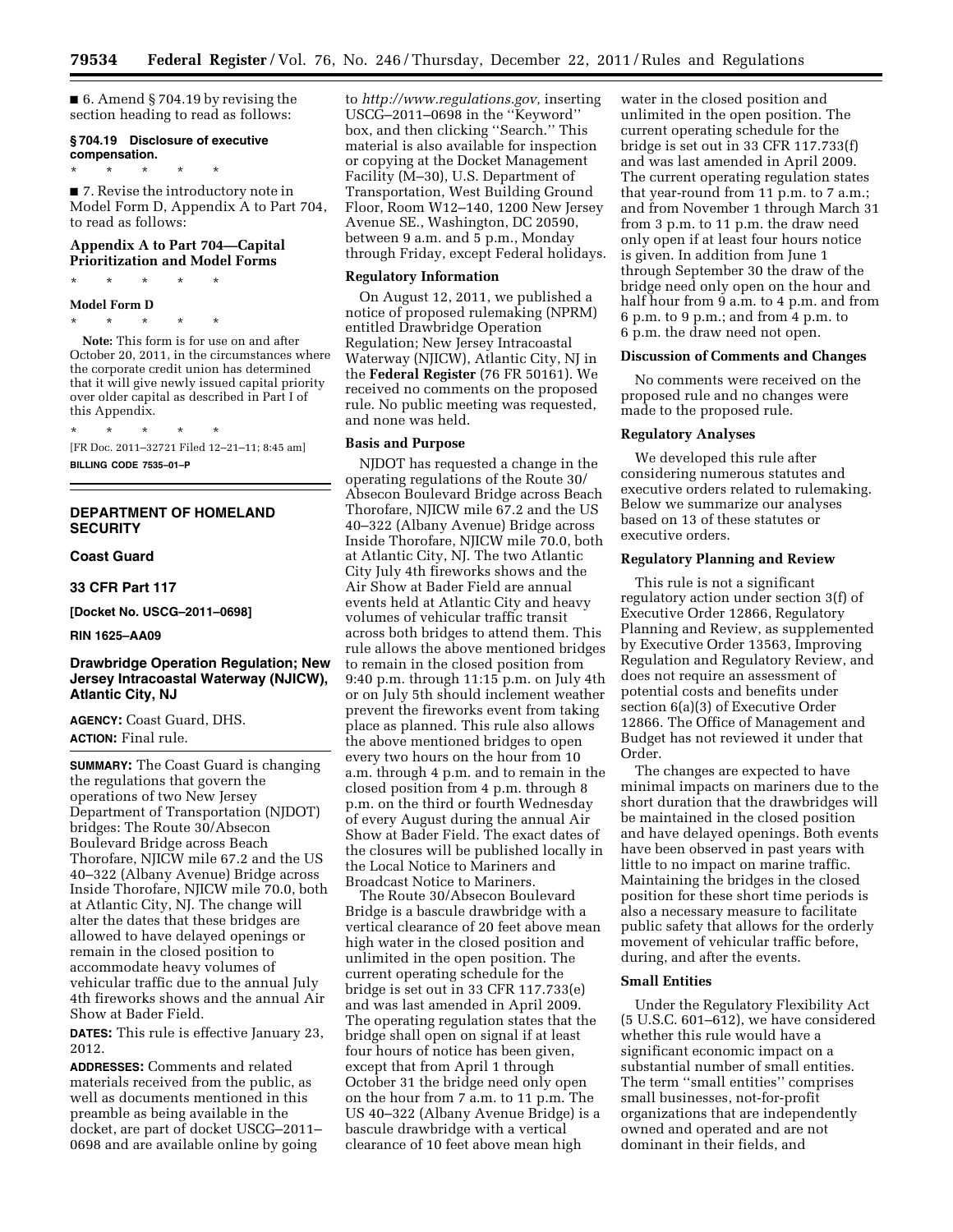■ 6. Amend § 704.19 by revising the section heading to read as follows:

**§ 704.19 Disclosure of executive compensation.**

\* \* \* \* \*

■ 7. Revise the introductory note in Model Form D, Appendix A to Part 704, to read as follows:

**Appendix A to Part 704—Capital Prioritization and Model Forms**

\* \* \* \* \*

**Model Form D**

\* \* \* \* \*

**Note:** This form is for use on and after October 20, 2011, in the circumstances where the corporate credit union has determined that it will give newly issued capital priority over older capital as described in Part I of this Appendix.

\* \* \* \* \*

[FR Doc. 2011–32721 Filed 12–21–11; 8:45 am]

**BILLING CODE 7535–01–P**

---

## DEPARTMENT OF HOMELAND SECURITY

### Coast Guard

### 33 CFR Part 117

**[Docket No. USCG–2011–0698]**

**RIN 1625–AA09**

## Drawbridge Operation Regulation; New Jersey Intracoastal Waterway (NJICW), Atlantic City, NJ

**AGENCY:** Coast Guard, DHS.

**ACTION:** Final rule.

**SUMMARY:** The Coast Guard is changing the regulations that govern the operations of two New Jersey Department of Transportation (NJDOT) bridges: The Route 30/Absecon Boulevard Bridge across Beach Thorofare, NJICW mile 67.2 and the US 40–322 (Albany Avenue) Bridge across Inside Thorofare, NJICW mile 70.0, both at Atlantic City, NJ. The change will alter the dates that these bridges are allowed to have delayed openings or remain in the closed position to accommodate heavy volumes of vehicular traffic due to the annual July 4th fireworks shows and the annual Air Show at Bader Field.

**DATES:** This rule is effective January 23, 2012.

**ADDRESSES:** Comments and related materials received from the public, as well as documents mentioned in this preamble as being available in the docket, are part of docket USCG–2011–0698 and are available online by going to *http://www.regulations.gov,* inserting USCG–2011–0698 in the "Keyword" box, and then clicking "Search." This material is also available for inspection or copying at the Docket Management Facility (M–30), U.S. Department of Transportation, West Building Ground Floor, Room W12–140, 1200 New Jersey Avenue SE., Washington, DC 20590, between 9 a.m. and 5 p.m., Monday through Friday, except Federal holidays.

### Regulatory Information

On August 12, 2011, we published a notice of proposed rulemaking (NPRM) entitled Drawbridge Operation Regulation; New Jersey Intracoastal Waterway (NJICW), Atlantic City, NJ in the **Federal Register** (76 FR 50161). We received no comments on the proposed rule. No public meeting was requested, and none was held.

### Basis and Purpose

NJDOT has requested a change in the operating regulations of the Route 30/Absecon Boulevard Bridge across Beach Thorofare, NJICW mile 67.2 and the US 40–322 (Albany Avenue) Bridge across Inside Thorofare, NJICW mile 70.0, both at Atlantic City, NJ. The two Atlantic City July 4th fireworks shows and the Air Show at Bader Field are annual events held at Atlantic City and heavy volumes of vehicular traffic transit across both bridges to attend them. This rule allows the above mentioned bridges to remain in the closed position from 9:40 p.m. through 11:15 p.m. on July 4th or on July 5th should inclement weather prevent the fireworks event from taking place as planned. This rule also allows the above mentioned bridges to open every two hours on the hour from 10 a.m. through 4 p.m. and to remain in the closed position from 4 p.m. through 8 p.m. on the third or fourth Wednesday of every August during the annual Air Show at Bader Field. The exact dates of the closures will be published locally in the Local Notice to Mariners and Broadcast Notice to Mariners.

The Route 30/Absecon Boulevard Bridge is a bascule drawbridge with a vertical clearance of 20 feet above mean high water in the closed position and unlimited in the open position. The current operating schedule for the bridge is set out in 33 CFR 117.733(e) and was last amended in April 2009. The operating regulation states that the bridge shall open on signal if at least four hours of notice has been given, except that from April 1 through October 31 the bridge need only open on the hour from 7 a.m. to 11 p.m. The US 40–322 (Albany Avenue Bridge) is a bascule drawbridge with a vertical clearance of 10 feet above mean high water in the closed position and unlimited in the open position. The current operating schedule for the bridge is set out in 33 CFR 117.733(f) and was last amended in April 2009. The current operating regulation states that year-round from 11 p.m. to 7 a.m.; and from November 1 through March 31 from 3 p.m. to 11 p.m. the draw need only open if at least four hours notice is given. In addition from June 1 through September 30 the draw of the bridge need only open on the hour and half hour from 9 a.m. to 4 p.m. and from 6 p.m. to 9 p.m.; and from 4 p.m. to 6 p.m. the draw need not open.

### Discussion of Comments and Changes

No comments were received on the proposed rule and no changes were made to the proposed rule.

### Regulatory Analyses

We developed this rule after considering numerous statutes and executive orders related to rulemaking. Below we summarize our analyses based on 13 of these statutes or executive orders.

### Regulatory Planning and Review

This rule is not a significant regulatory action under section 3(f) of Executive Order 12866, Regulatory Planning and Review, as supplemented by Executive Order 13563, Improving Regulation and Regulatory Review, and does not require an assessment of potential costs and benefits under section 6(a)(3) of Executive Order 12866. The Office of Management and Budget has not reviewed it under that Order.

The changes are expected to have minimal impacts on mariners due to the short duration that the drawbridges will be maintained in the closed position and have delayed openings. Both events have been observed in past years with little to no impact on marine traffic. Maintaining the bridges in the closed position for these short time periods is also a necessary measure to facilitate public safety that allows for the orderly movement of vehicular traffic before, during, and after the events.

### Small Entities

Under the Regulatory Flexibility Act (5 U.S.C. 601–612), we have considered whether this rule would have a significant economic impact on a substantial number of small entities. The term "small entities" comprises small businesses, not-for-profit organizations that are independently owned and operated and are not dominant in their fields, and